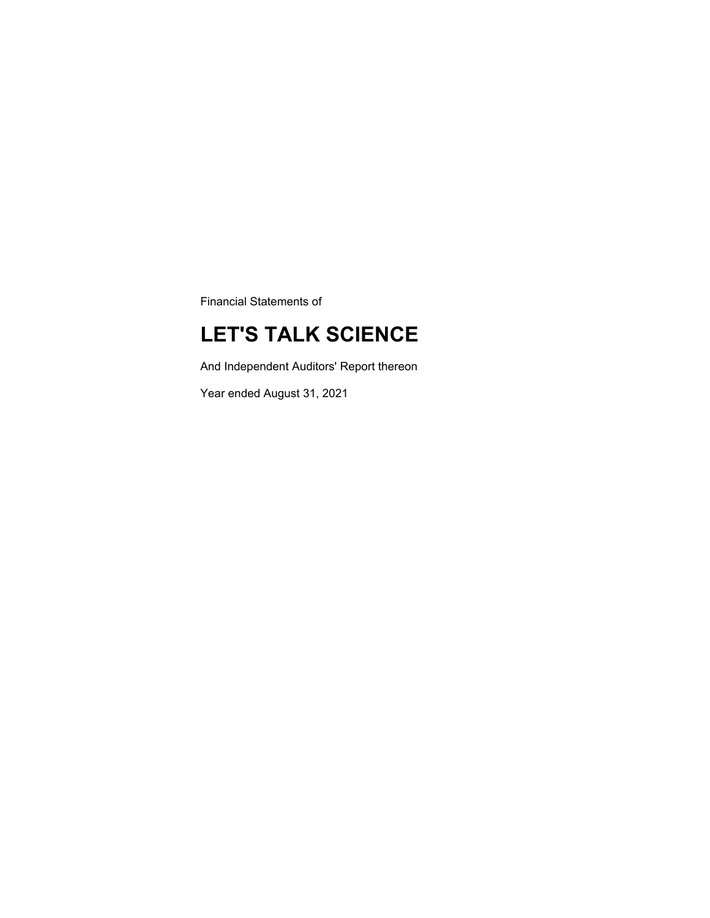Financial Statements of

# LET'S TALK SCIENCE

And Independent Auditors' Report thereon

Year ended August 31, 2021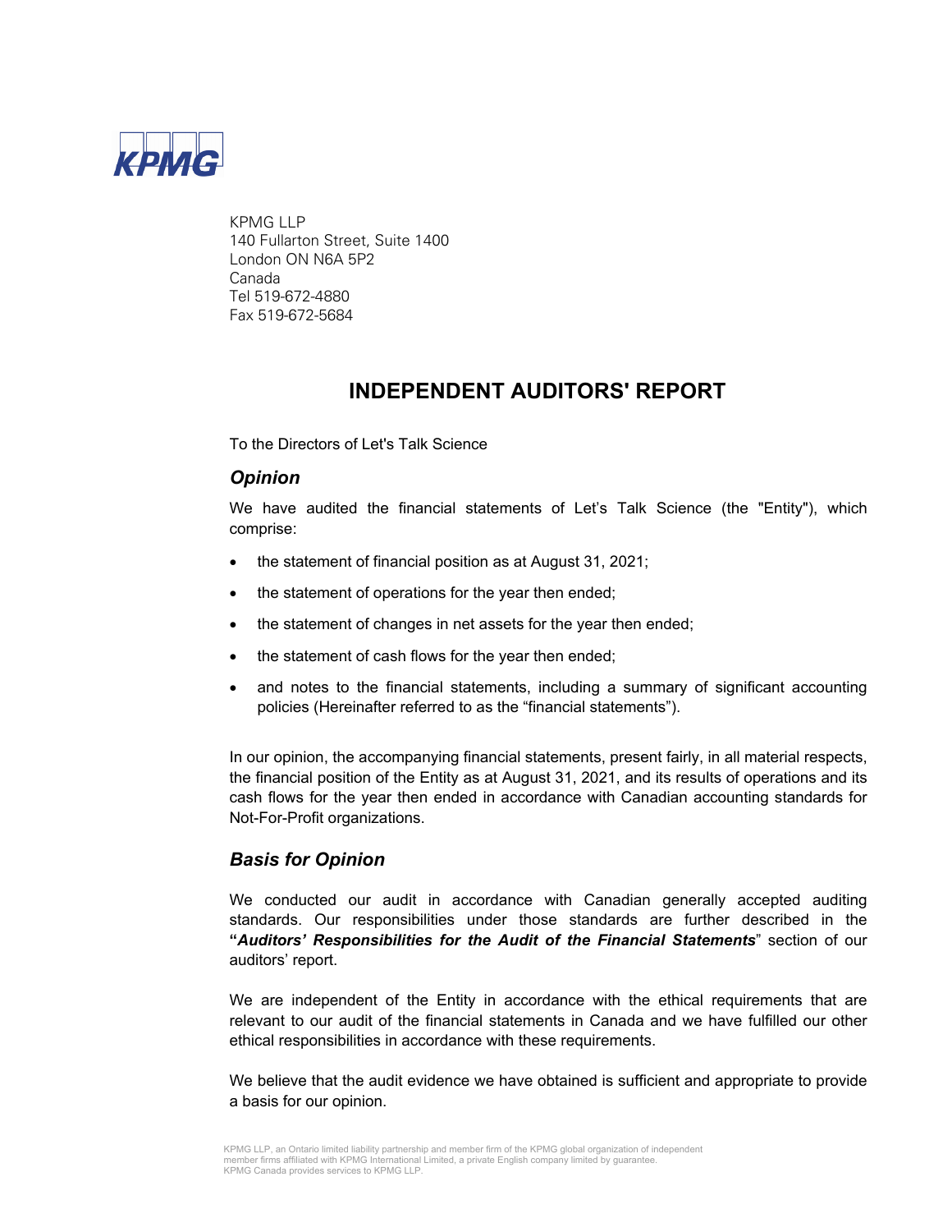KPMG

KPMG LLP
140 Fullarton Street, Suite 1400
London ON N6A 5P2
Canada
Tel 519-672-4880
Fax 519-672-5684

# INDEPENDENT AUDITORS' REPORT

To the Directors of Let's Talk Science

## *Opinion*

We have audited the financial statements of Let's Talk Science (the "Entity"), which comprise:

- the statement of financial position as at August 31, 2021;
- the statement of operations for the year then ended;
- the statement of changes in net assets for the year then ended;
- the statement of cash flows for the year then ended;
- and notes to the financial statements, including a summary of significant accounting policies (Hereinafter referred to as the "financial statements").

In our opinion, the accompanying financial statements, present fairly, in all material respects, the financial position of the Entity as at August 31, 2021, and its results of operations and its cash flows for the year then ended in accordance with Canadian accounting standards for Not-For-Profit organizations.

## *Basis for Opinion*

We conducted our audit in accordance with Canadian generally accepted auditing standards. Our responsibilities under those standards are further described in the "***Auditors' Responsibilities for the Audit of the Financial Statements***" section of our auditors' report.

We are independent of the Entity in accordance with the ethical requirements that are relevant to our audit of the financial statements in Canada and we have fulfilled our other ethical responsibilities in accordance with these requirements.

We believe that the audit evidence we have obtained is sufficient and appropriate to provide a basis for our opinion.

KPMG LLP, an Ontario limited liability partnership and member firm of the KPMG global organization of independent member firms affiliated with KPMG International Limited, a private English company limited by guarantee. KPMG Canada provides services to KPMG LLP.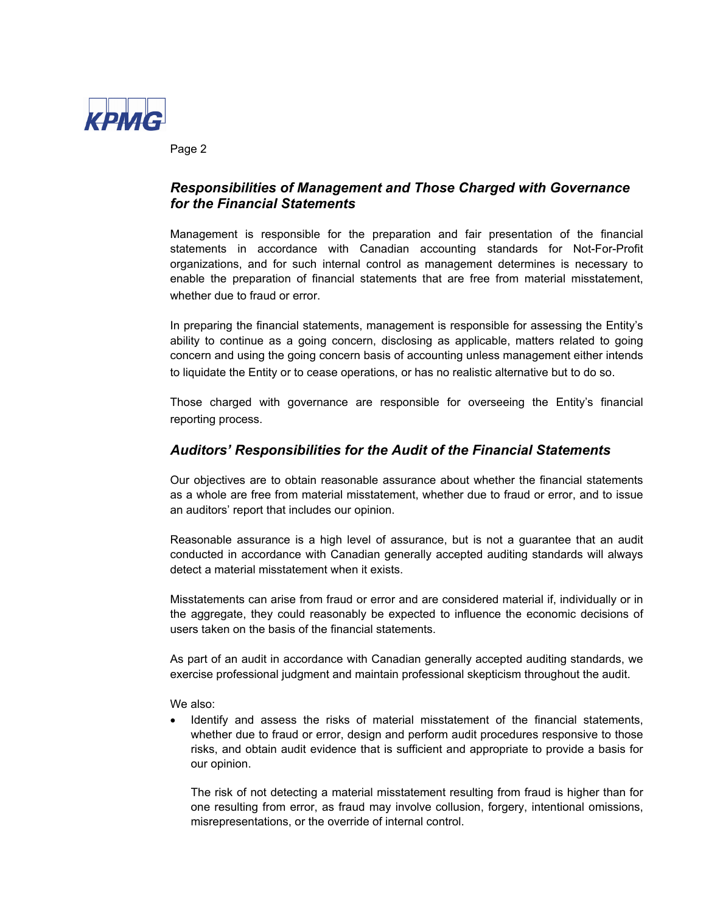### *Responsibilities of Management and Those Charged with Governance for the Financial Statements*

Management is responsible for the preparation and fair presentation of the financial statements in accordance with Canadian accounting standards for Not-For-Profit organizations, and for such internal control as management determines is necessary to enable the preparation of financial statements that are free from material misstatement, whether due to fraud or error.

In preparing the financial statements, management is responsible for assessing the Entity's ability to continue as a going concern, disclosing as applicable, matters related to going concern and using the going concern basis of accounting unless management either intends to liquidate the Entity or to cease operations, or has no realistic alternative but to do so.

Those charged with governance are responsible for overseeing the Entity's financial reporting process.

### *Auditors' Responsibilities for the Audit of the Financial Statements*

Our objectives are to obtain reasonable assurance about whether the financial statements as a whole are free from material misstatement, whether due to fraud or error, and to issue an auditors' report that includes our opinion.

Reasonable assurance is a high level of assurance, but is not a guarantee that an audit conducted in accordance with Canadian generally accepted auditing standards will always detect a material misstatement when it exists.

Misstatements can arise from fraud or error and are considered material if, individually or in the aggregate, they could reasonably be expected to influence the economic decisions of users taken on the basis of the financial statements.

As part of an audit in accordance with Canadian generally accepted auditing standards, we exercise professional judgment and maintain professional skepticism throughout the audit.

We also:

- Identify and assess the risks of material misstatement of the financial statements, whether due to fraud or error, design and perform audit procedures responsive to those risks, and obtain audit evidence that is sufficient and appropriate to provide a basis for our opinion.

  The risk of not detecting a material misstatement resulting from fraud is higher than for one resulting from error, as fraud may involve collusion, forgery, intentional omissions, misrepresentations, or the override of internal control.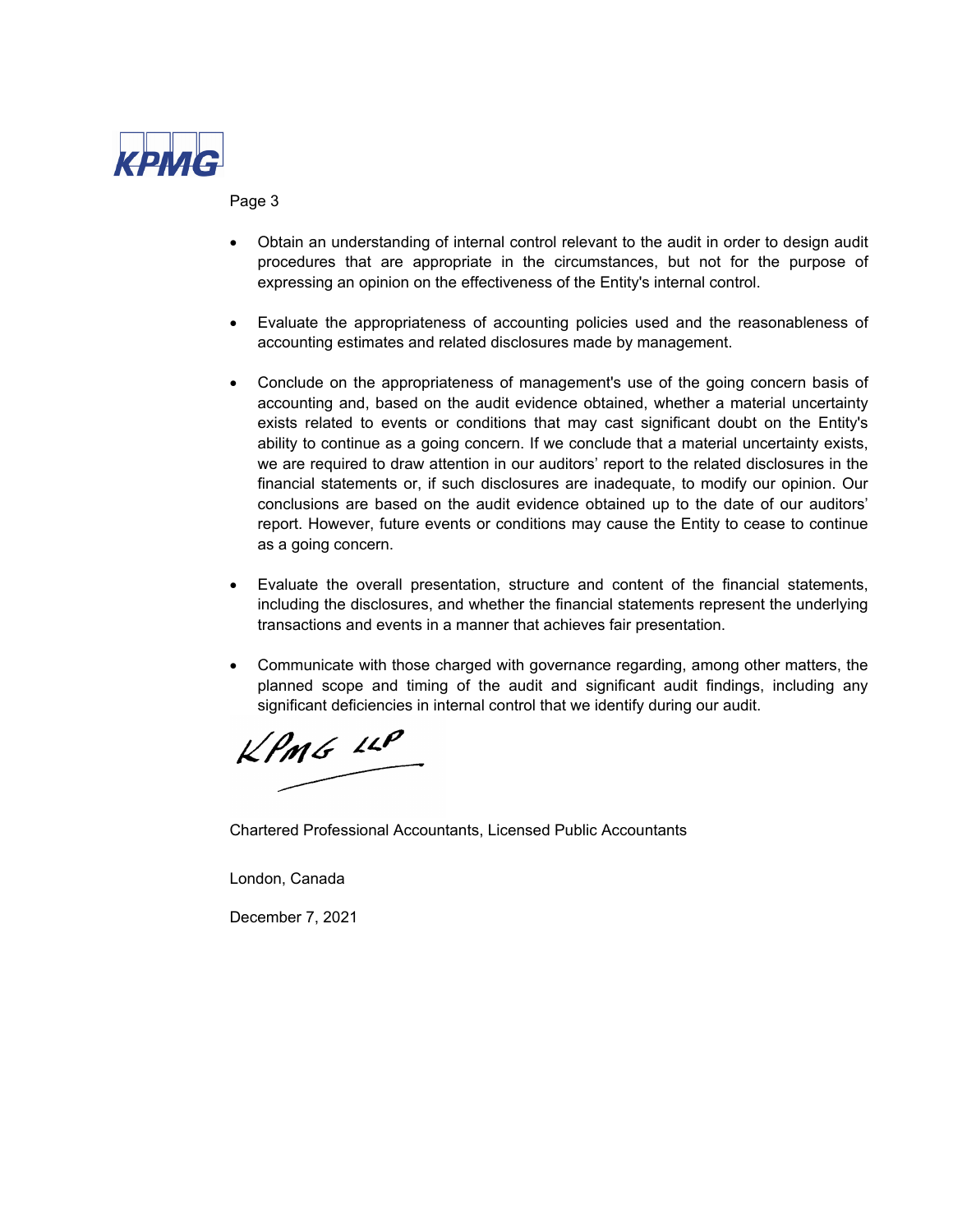- Obtain an understanding of internal control relevant to the audit in order to design audit procedures that are appropriate in the circumstances, but not for the purpose of expressing an opinion on the effectiveness of the Entity's internal control.

- Evaluate the appropriateness of accounting policies used and the reasonableness of accounting estimates and related disclosures made by management.

- Conclude on the appropriateness of management's use of the going concern basis of accounting and, based on the audit evidence obtained, whether a material uncertainty exists related to events or conditions that may cast significant doubt on the Entity's ability to continue as a going concern. If we conclude that a material uncertainty exists, we are required to draw attention in our auditors' report to the related disclosures in the financial statements or, if such disclosures are inadequate, to modify our opinion. Our conclusions are based on the audit evidence obtained up to the date of our auditors' report. However, future events or conditions may cause the Entity to cease to continue as a going concern.

- Evaluate the overall presentation, structure and content of the financial statements, including the disclosures, and whether the financial statements represent the underlying transactions and events in a manner that achieves fair presentation.

- Communicate with those charged with governance regarding, among other matters, the planned scope and timing of the audit and significant audit findings, including any significant deficiencies in internal control that we identify during our audit.

KPMG LLP

Chartered Professional Accountants, Licensed Public Accountants

London, Canada

December 7, 2021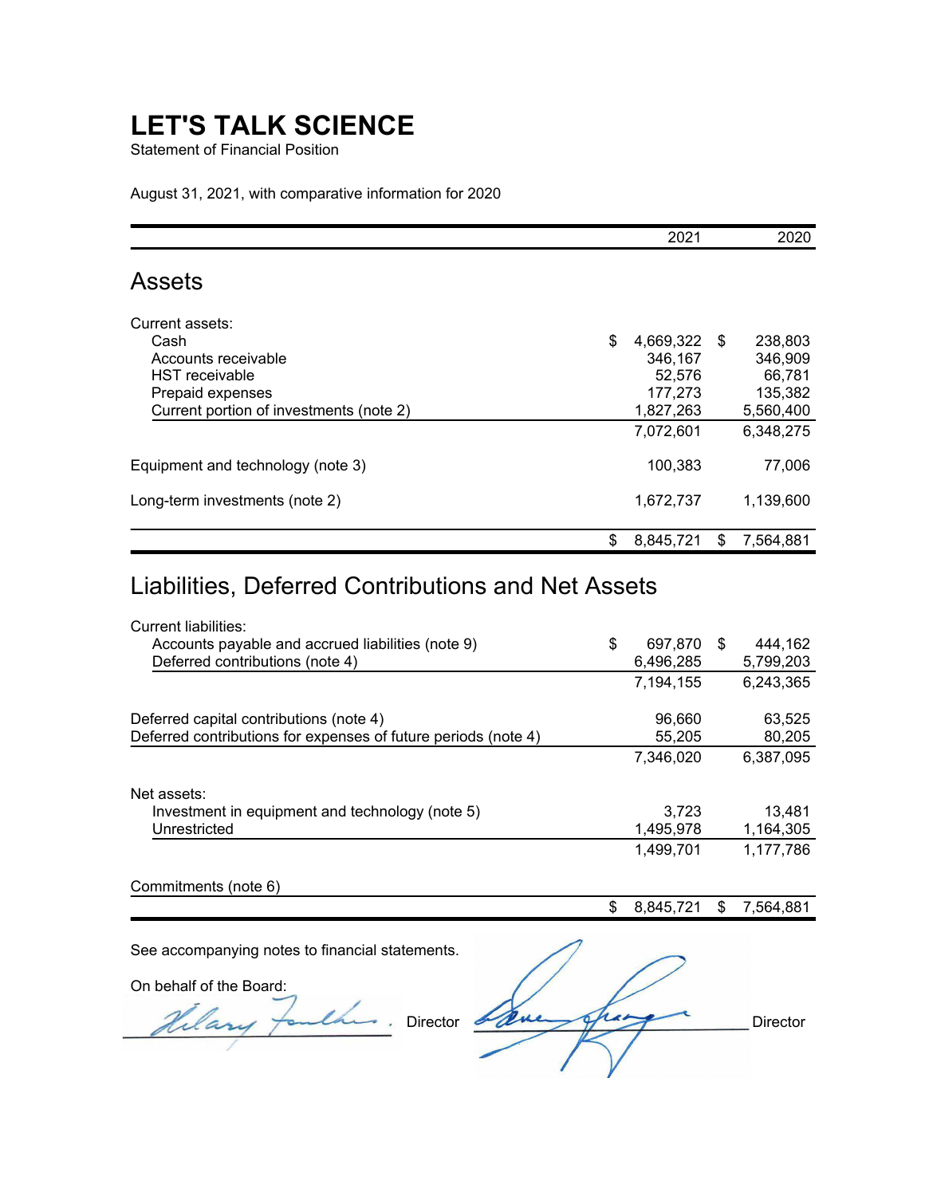# LET'S TALK SCIENCE

Statement of Financial Position

August 31, 2021, with comparative information for 2020

| | 2021 | 2020 |
|---|---|---|
| **Assets** | | |
| Current assets: | | |
| Cash | $ 4,669,322 | $ 238,803 |
| Accounts receivable | 346,167 | 346,909 |
| HST receivable | 52,576 | 66,781 |
| Prepaid expenses | 177,273 | 135,382 |
| Current portion of investments (note 2) | 1,827,263 | 5,560,400 |
| | 7,072,601 | 6,348,275 |
| Equipment and technology (note 3) | 100,383 | 77,006 |
| Long-term investments (note 2) | 1,672,737 | 1,139,600 |
| | $ 8,845,721 | $ 7,564,881 |
| **Liabilities, Deferred Contributions and Net Assets** | | |
| Current liabilities: | | |
| Accounts payable and accrued liabilities (note 9) | $ 697,870 | $ 444,162 |
| Deferred contributions (note 4) | 6,496,285 | 5,799,203 |
| | 7,194,155 | 6,243,365 |
| Deferred capital contributions (note 4) | 96,660 | 63,525 |
| Deferred contributions for expenses of future periods (note 4) | 55,205 | 80,205 |
| | 7,346,020 | 6,387,095 |
| Net assets: | | |
| Investment in equipment and technology (note 5) | 3,723 | 13,481 |
| Unrestricted | 1,495,978 | 1,164,305 |
| | 1,499,701 | 1,177,786 |
| Commitments (note 6) | | |
| | $ 8,845,721 | $ 7,564,881 |

See accompanying notes to financial statements.

On behalf of the Board:

_________________ Director _________________ Director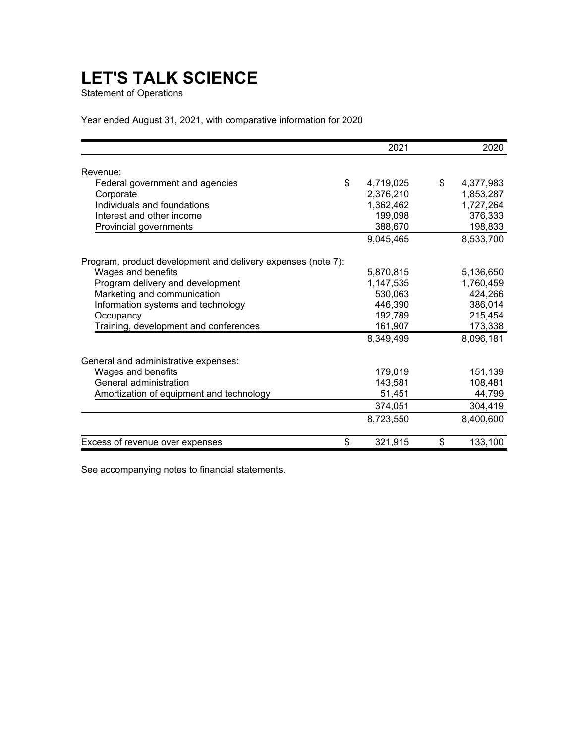# LET'S TALK SCIENCE

Statement of Operations

Year ended August 31, 2021, with comparative information for 2020

| | 2021 | 2020 |
|---|---|---|
| Revenue: | | |
| Federal government and agencies | $ 4,719,025 | $ 4,377,983 |
| Corporate | 2,376,210 | 1,853,287 |
| Individuals and foundations | 1,362,462 | 1,727,264 |
| Interest and other income | 199,098 | 376,333 |
| Provincial governments | 388,670 | 198,833 |
| | 9,045,465 | 8,533,700 |
| Program, product development and delivery expenses (note 7): | | |
| Wages and benefits | 5,870,815 | 5,136,650 |
| Program delivery and development | 1,147,535 | 1,760,459 |
| Marketing and communication | 530,063 | 424,266 |
| Information systems and technology | 446,390 | 386,014 |
| Occupancy | 192,789 | 215,454 |
| Training, development and conferences | 161,907 | 173,338 |
| | 8,349,499 | 8,096,181 |
| General and administrative expenses: | | |
| Wages and benefits | 179,019 | 151,139 |
| General administration | 143,581 | 108,481 |
| Amortization of equipment and technology | 51,451 | 44,799 |
| | 374,051 | 304,419 |
| | 8,723,550 | 8,400,600 |
| Excess of revenue over expenses | $ 321,915 | $ 133,100 |

See accompanying notes to financial statements.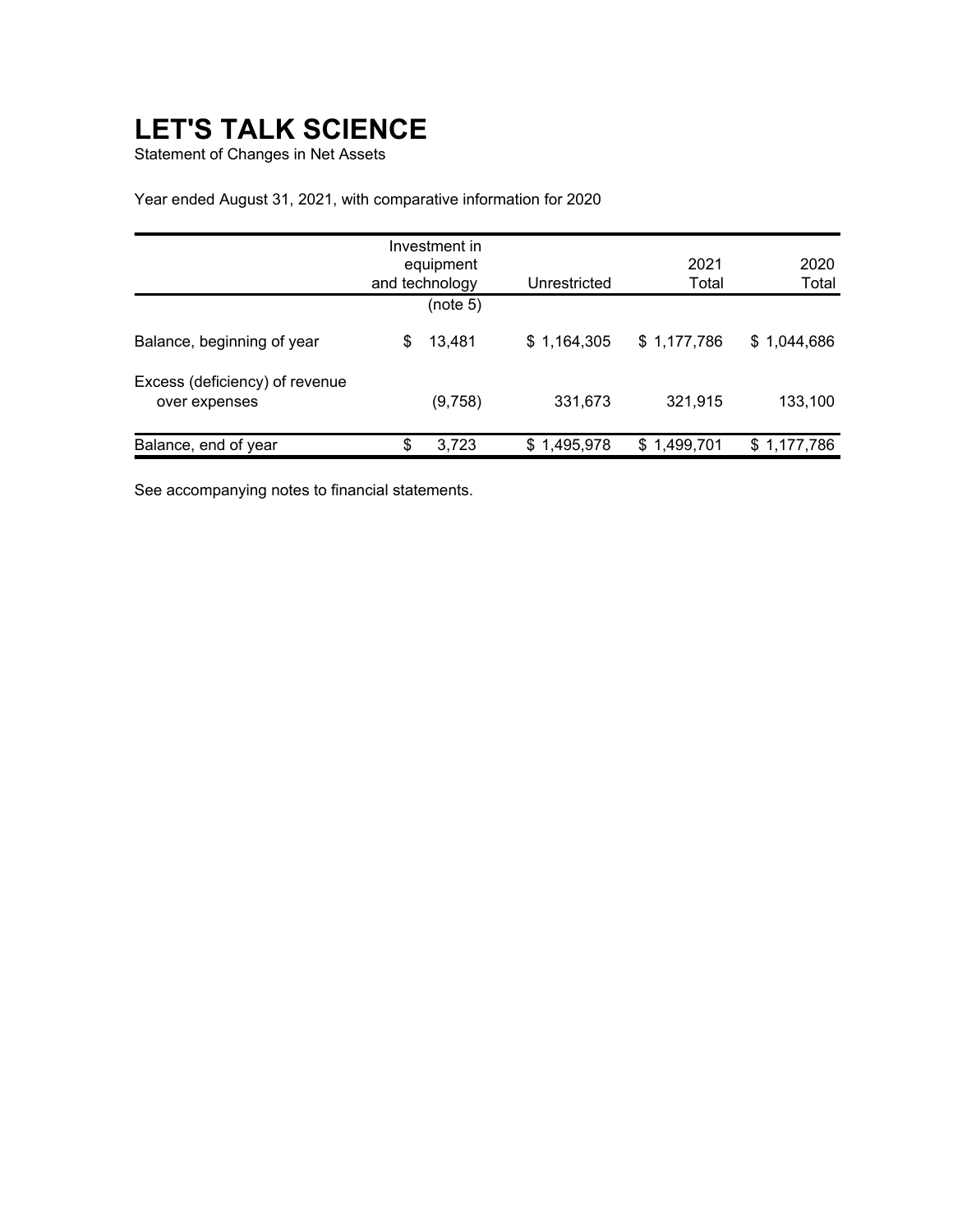# LET'S TALK SCIENCE

Statement of Changes in Net Assets

Year ended August 31, 2021, with comparative information for 2020

| | Investment in equipment and technology (note 5) | Unrestricted | 2021 Total | 2020 Total |
|---|---|---|---|---|
| Balance, beginning of year | $ 13,481 | $ 1,164,305 | $ 1,177,786 | $ 1,044,686 |
| Excess (deficiency) of revenue over expenses | (9,758) | 331,673 | 321,915 | 133,100 |
| Balance, end of year | $ 3,723 | $ 1,495,978 | $ 1,499,701 | $ 1,177,786 |

See accompanying notes to financial statements.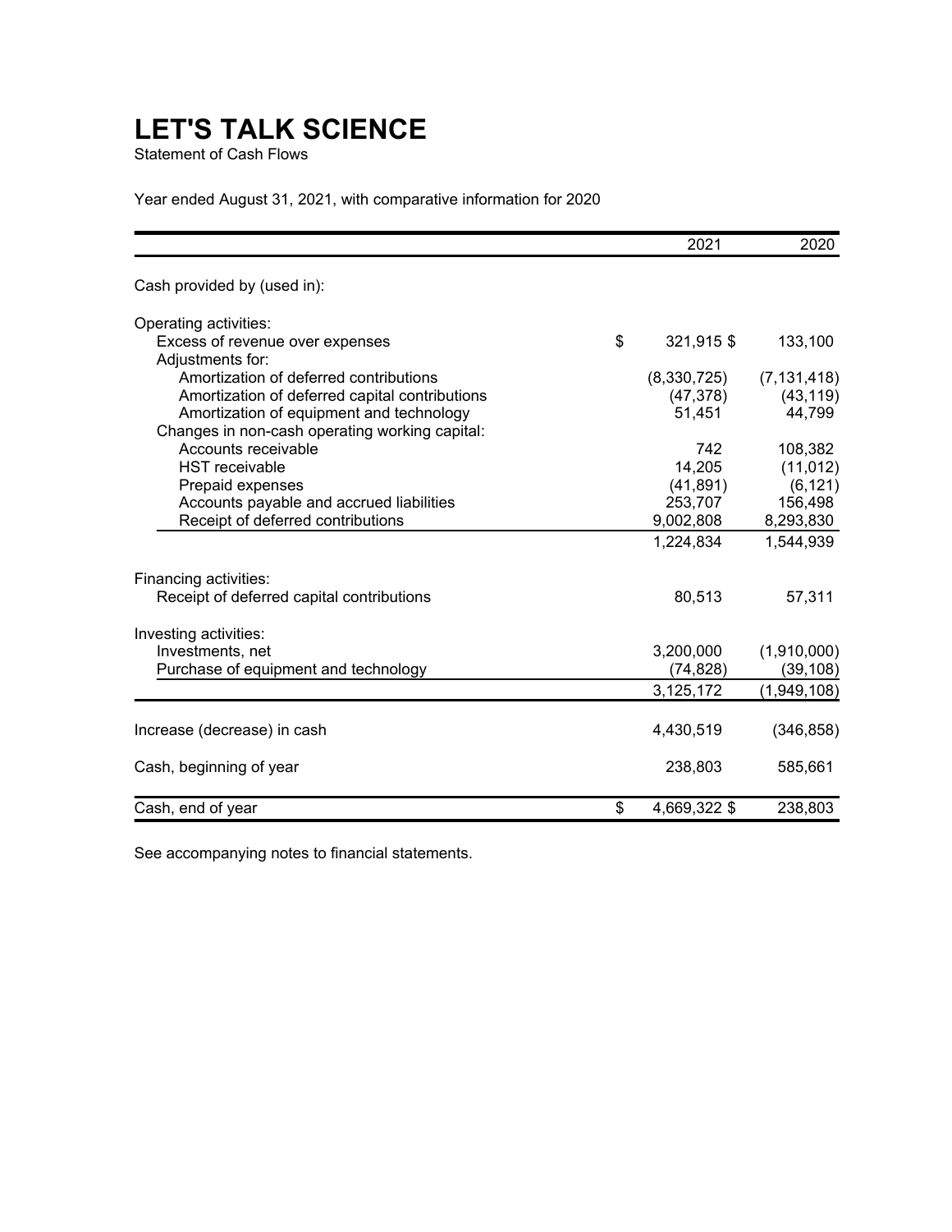# LET'S TALK SCIENCE

Statement of Cash Flows

Year ended August 31, 2021, with comparative information for 2020

| | 2021 | 2020 |
|---|---|---|
| Cash provided by (used in): | | |
| Operating activities: | | |
| Excess of revenue over expenses | $ 321,915 | $ 133,100 |
| Adjustments for: | | |
| Amortization of deferred contributions | (8,330,725) | (7,131,418) |
| Amortization of deferred capital contributions | (47,378) | (43,119) |
| Amortization of equipment and technology | 51,451 | 44,799 |
| Changes in non-cash operating working capital: | | |
| Accounts receivable | 742 | 108,382 |
| HST receivable | 14,205 | (11,012) |
| Prepaid expenses | (41,891) | (6,121) |
| Accounts payable and accrued liabilities | 253,707 | 156,498 |
| Receipt of deferred contributions | 9,002,808 | 8,293,830 |
| | 1,224,834 | 1,544,939 |
| Financing activities: | | |
| Receipt of deferred capital contributions | 80,513 | 57,311 |
| Investing activities: | | |
| Investments, net | 3,200,000 | (1,910,000) |
| Purchase of equipment and technology | (74,828) | (39,108) |
| | 3,125,172 | (1,949,108) |
| Increase (decrease) in cash | 4,430,519 | (346,858) |
| Cash, beginning of year | 238,803 | 585,661 |
| Cash, end of year | $ 4,669,322 | $ 238,803 |

See accompanying notes to financial statements.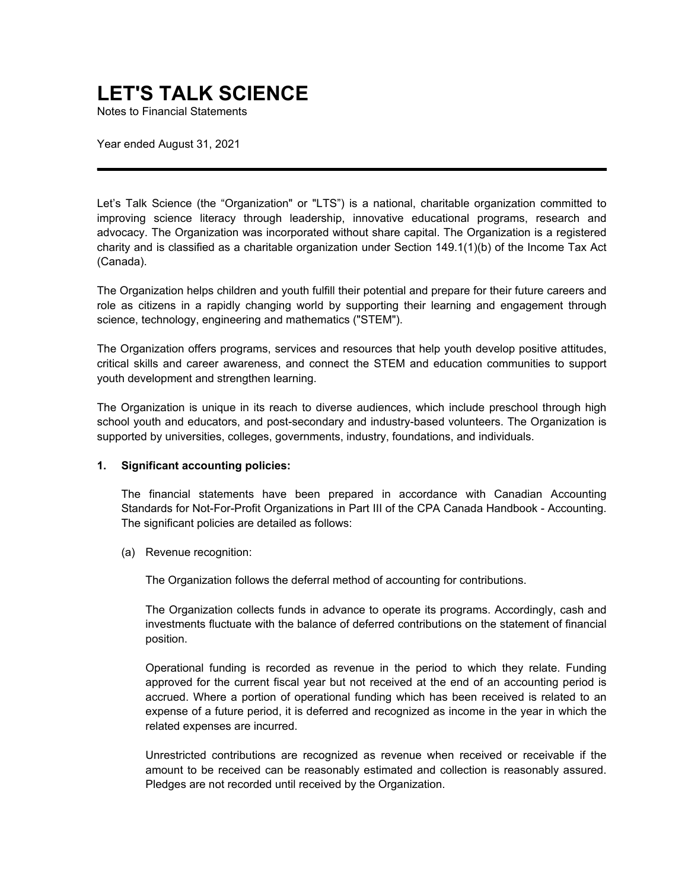# LET'S TALK SCIENCE

Notes to Financial Statements

Year ended August 31, 2021

---

Let's Talk Science (the "Organization" or "LTS") is a national, charitable organization committed to improving science literacy through leadership, innovative educational programs, research and advocacy. The Organization was incorporated without share capital. The Organization is a registered charity and is classified as a charitable organization under Section 149.1(1)(b) of the Income Tax Act (Canada).

The Organization helps children and youth fulfill their potential and prepare for their future careers and role as citizens in a rapidly changing world by supporting their learning and engagement through science, technology, engineering and mathematics ("STEM").

The Organization offers programs, services and resources that help youth develop positive attitudes, critical skills and career awareness, and connect the STEM and education communities to support youth development and strengthen learning.

The Organization is unique in its reach to diverse audiences, which include preschool through high school youth and educators, and post-secondary and industry-based volunteers. The Organization is supported by universities, colleges, governments, industry, foundations, and individuals.

## 1. Significant accounting policies:

The financial statements have been prepared in accordance with Canadian Accounting Standards for Not-For-Profit Organizations in Part III of the CPA Canada Handbook - Accounting. The significant policies are detailed as follows:

(a) Revenue recognition:

The Organization follows the deferral method of accounting for contributions.

The Organization collects funds in advance to operate its programs. Accordingly, cash and investments fluctuate with the balance of deferred contributions on the statement of financial position.

Operational funding is recorded as revenue in the period to which they relate. Funding approved for the current fiscal year but not received at the end of an accounting period is accrued. Where a portion of operational funding which has been received is related to an expense of a future period, it is deferred and recognized as income in the year in which the related expenses are incurred.

Unrestricted contributions are recognized as revenue when received or receivable if the amount to be received can be reasonably estimated and collection is reasonably assured. Pledges are not recorded until received by the Organization.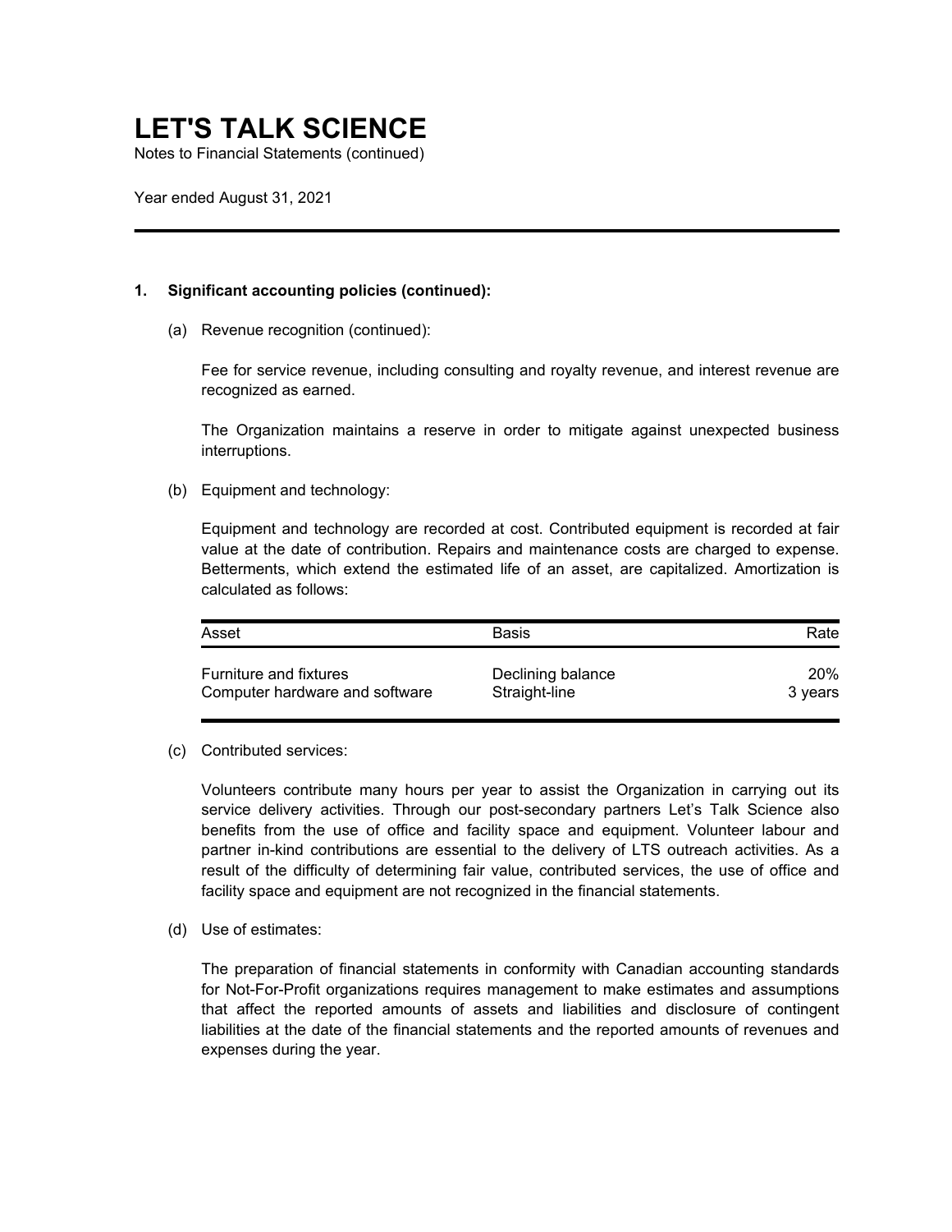# LET'S TALK SCIENCE

Notes to Financial Statements (continued)

Year ended August 31, 2021

---

**1. Significant accounting policies (continued):**

(a) Revenue recognition (continued):

Fee for service revenue, including consulting and royalty revenue, and interest revenue are recognized as earned.

The Organization maintains a reserve in order to mitigate against unexpected business interruptions.

(b) Equipment and technology:

Equipment and technology are recorded at cost. Contributed equipment is recorded at fair value at the date of contribution. Repairs and maintenance costs are charged to expense. Betterments, which extend the estimated life of an asset, are capitalized. Amortization is calculated as follows:

| Asset | Basis | Rate |
|---|---|---|
| Furniture and fixtures | Declining balance | 20% |
| Computer hardware and software | Straight-line | 3 years |

(c) Contributed services:

Volunteers contribute many hours per year to assist the Organization in carrying out its service delivery activities. Through our post-secondary partners Let's Talk Science also benefits from the use of office and facility space and equipment. Volunteer labour and partner in-kind contributions are essential to the delivery of LTS outreach activities. As a result of the difficulty of determining fair value, contributed services, the use of office and facility space and equipment are not recognized in the financial statements.

(d) Use of estimates:

The preparation of financial statements in conformity with Canadian accounting standards for Not-For-Profit organizations requires management to make estimates and assumptions that affect the reported amounts of assets and liabilities and disclosure of contingent liabilities at the date of the financial statements and the reported amounts of revenues and expenses during the year.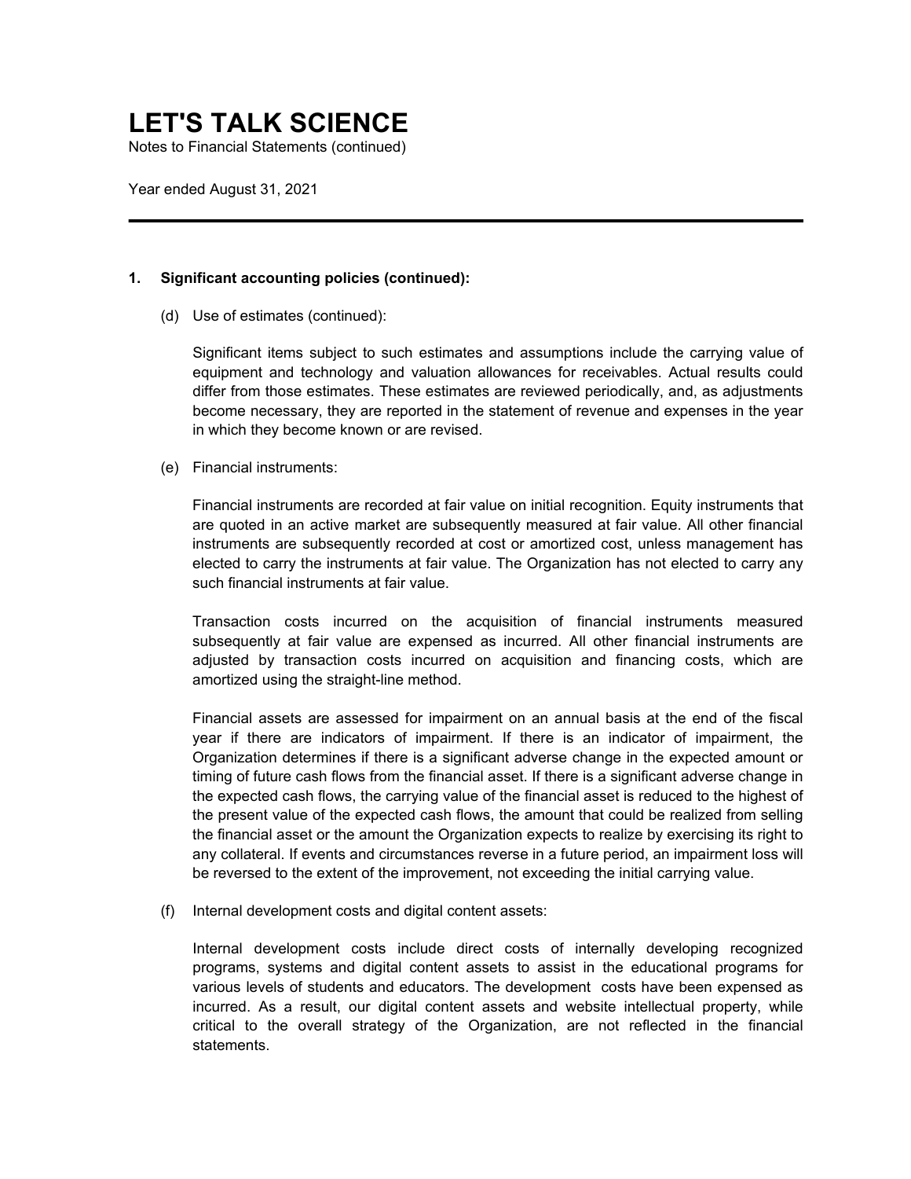# LET'S TALK SCIENCE

Notes to Financial Statements (continued)

Year ended August 31, 2021

---

## 1. Significant accounting policies (continued):

(d) Use of estimates (continued):

Significant items subject to such estimates and assumptions include the carrying value of equipment and technology and valuation allowances for receivables. Actual results could differ from those estimates. These estimates are reviewed periodically, and, as adjustments become necessary, they are reported in the statement of revenue and expenses in the year in which they become known or are revised.

(e) Financial instruments:

Financial instruments are recorded at fair value on initial recognition. Equity instruments that are quoted in an active market are subsequently measured at fair value. All other financial instruments are subsequently recorded at cost or amortized cost, unless management has elected to carry the instruments at fair value. The Organization has not elected to carry any such financial instruments at fair value.

Transaction costs incurred on the acquisition of financial instruments measured subsequently at fair value are expensed as incurred. All other financial instruments are adjusted by transaction costs incurred on acquisition and financing costs, which are amortized using the straight-line method.

Financial assets are assessed for impairment on an annual basis at the end of the fiscal year if there are indicators of impairment. If there is an indicator of impairment, the Organization determines if there is a significant adverse change in the expected amount or timing of future cash flows from the financial asset. If there is a significant adverse change in the expected cash flows, the carrying value of the financial asset is reduced to the highest of the present value of the expected cash flows, the amount that could be realized from selling the financial asset or the amount the Organization expects to realize by exercising its right to any collateral. If events and circumstances reverse in a future period, an impairment loss will be reversed to the extent of the improvement, not exceeding the initial carrying value.

(f) Internal development costs and digital content assets:

Internal development costs include direct costs of internally developing recognized programs, systems and digital content assets to assist in the educational programs for various levels of students and educators. The development costs have been expensed as incurred. As a result, our digital content assets and website intellectual property, while critical to the overall strategy of the Organization, are not reflected in the financial statements.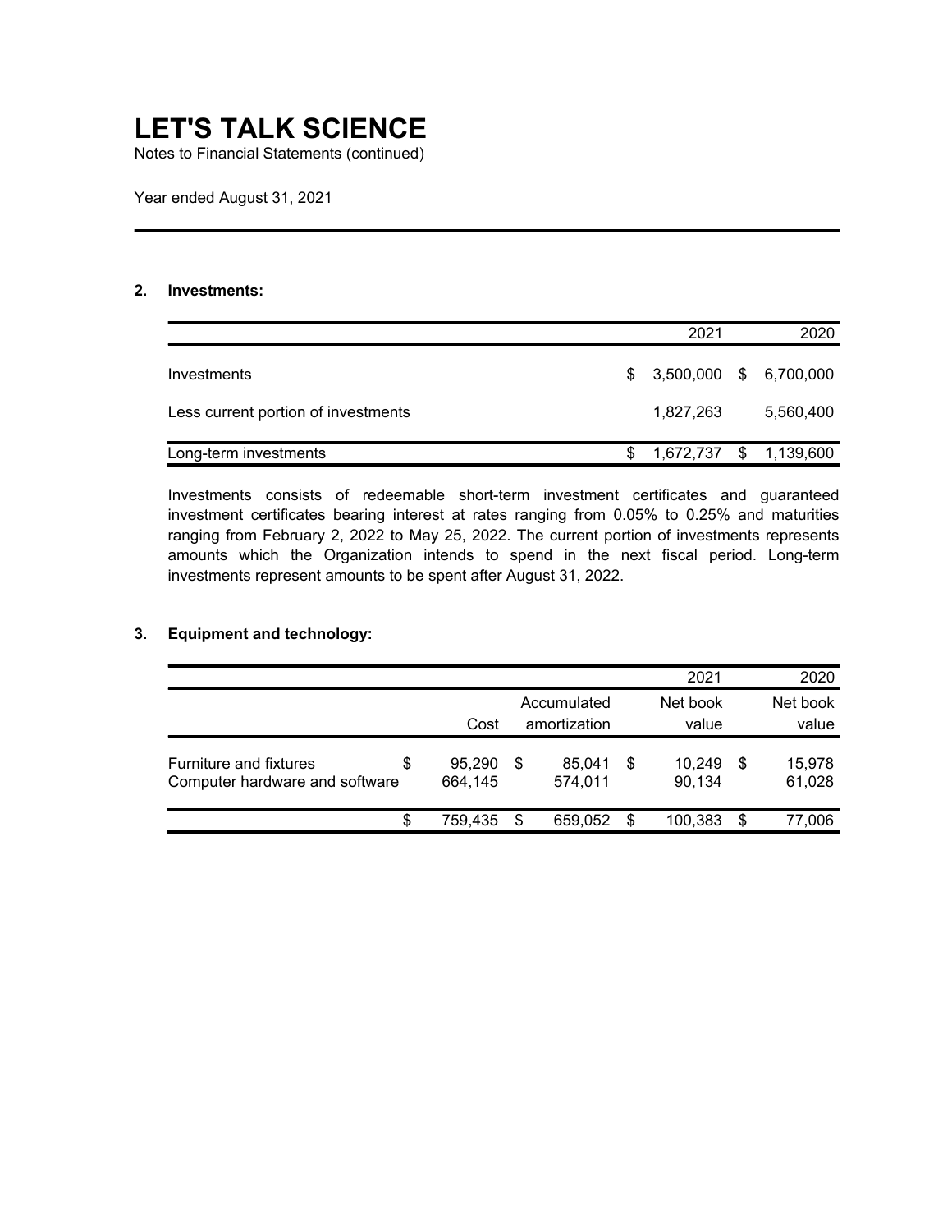# LET'S TALK SCIENCE

Notes to Financial Statements (continued)

Year ended August 31, 2021

## 2. Investments:

| | 2021 | 2020 |
|---|---|---|
| Investments | $ 3,500,000 | $ 6,700,000 |
| Less current portion of investments | 1,827,263 | 5,560,400 |
| Long-term investments | $ 1,672,737 | $ 1,139,600 |

Investments consists of redeemable short-term investment certificates and guaranteed investment certificates bearing interest at rates ranging from 0.05% to 0.25% and maturities ranging from February 2, 2022 to May 25, 2022. The current portion of investments represents amounts which the Organization intends to spend in the next fiscal period. Long-term investments represent amounts to be spent after August 31, 2021.

## 3. Equipment and technology:

| | | | 2021 | 2020 |
|---|---|---|---|---|
| | Cost | Accumulated amortization | Net book value | Net book value |
| Furniture and fixtures | $ 95,290 | $ 85,041 | $ 10,249 | $ 15,978 |
| Computer hardware and software | 664,145 | 574,011 | 90,134 | 61,028 |
| | $ 759,435 | $ 659,052 | $ 100,383 | $ 77,006 |

# LET'S TALK SCIENCE

Notes to Financial Statements (continued)

Year ended August 31, 2021

## 2. Investments:

| | 2021 | 2020 |
|---|---|---|
| Investments | $ 3,500,000 | $ 6,700,000 |
| Less current portion of investments | 1,827,263 | 5,560,400 |
| Long-term investments | $ 1,672,737 | $ 1,139,600 |

Investments consists of redeemable short-term investment certificates and guaranteed investment certificates bearing interest at rates ranging from 0.05% to 0.25% and maturities ranging from February 2, 2022 to May 25, 2022. The current portion of investments represents amounts which the Organization intends to spend in the next fiscal period. Long-term investments represent amounts to be spent after August 31, 2022.

## 3. Equipment and technology:

| | | | 2021 | 2020 |
|---|---|---|---|---|
| | Cost | Accumulated amortization | Net book value | Net book value |
| Furniture and fixtures | $ 95,290 | $ 85,041 | $ 10,249 | $ 15,978 |
| Computer hardware and software | 664,145 | 574,011 | 90,134 | 61,028 |
| | $ 759,435 | $ 659,052 | $ 100,383 | $ 77,006 |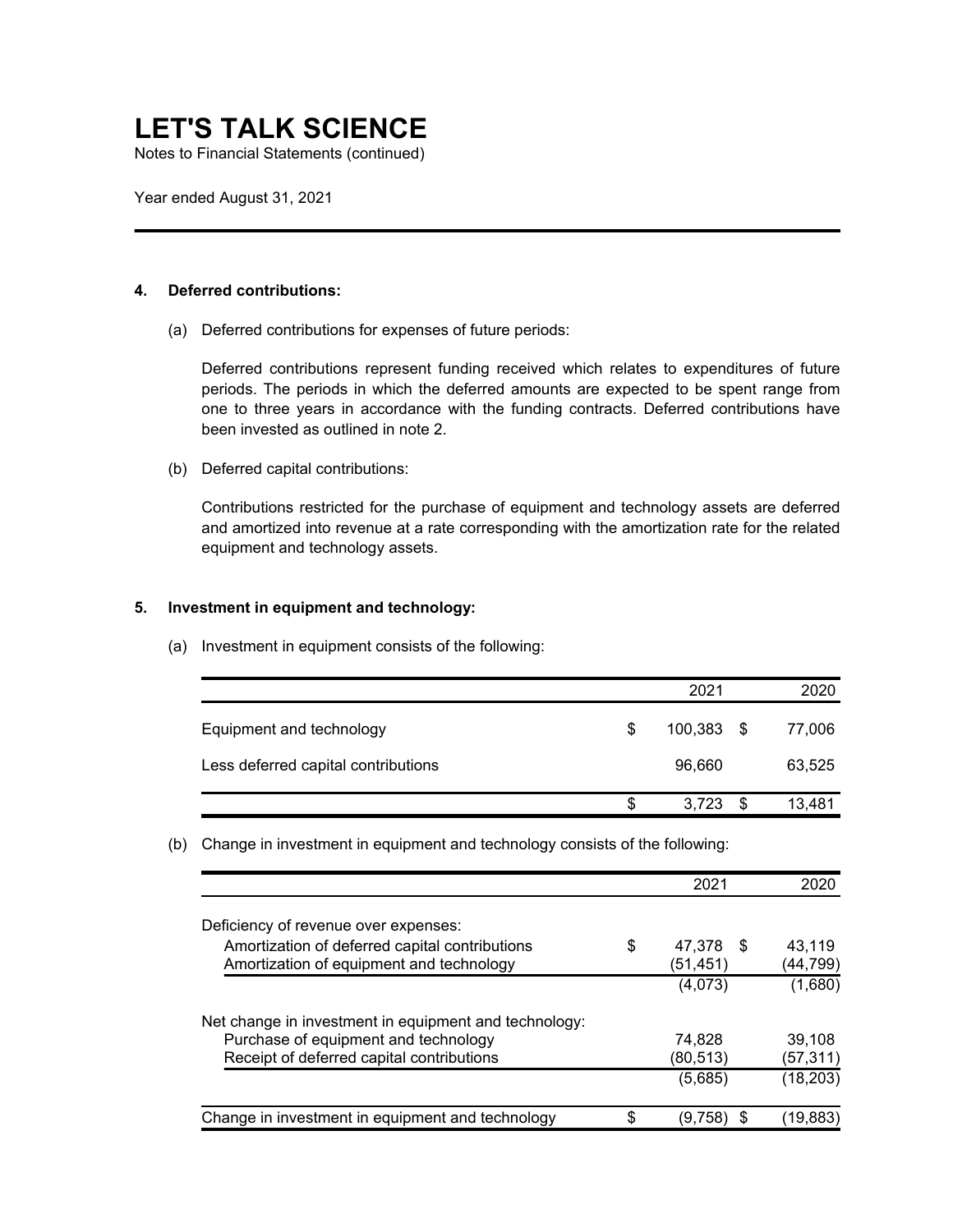# LET'S TALK SCIENCE

Notes to Financial Statements (continued)

Year ended August 31, 2021

### 4. Deferred contributions:

(a) Deferred contributions for expenses of future periods:

Deferred contributions represent funding received which relates to expenditures of future periods. The periods in which the deferred amounts are expected to be spent range from one to three years in accordance with the funding contracts. Deferred contributions have been invested as outlined in note 2.

(b) Deferred capital contributions:

Contributions restricted for the purchase of equipment and technology assets are deferred and amortized into revenue at a rate corresponding with the amortization rate for the related equipment and technology assets.

### 5. Investment in equipment and technology:

(a) Investment in equipment consists of the following:

| | 2021 | 2020 |
|---|---|---|
| Equipment and technology | $ 100,383 | $ 77,006 |
| Less deferred capital contributions | 96,660 | 63,525 |
| | $ 3,723 | $ 13,481 |

(b) Change in investment in equipment and technology consists of the following:

| | 2021 | 2020 |
|---|---|---|
| Deficiency of revenue over expenses: | | |
| Amortization of deferred capital contributions | $ 47,378 | $ 43,119 |
| Amortization of equipment and technology | (51,451) | (44,799) |
| | (4,073) | (1,680) |
| Net change in investment in equipment and technology: | | |
| Purchase of equipment and technology | 74,828 | 39,108 |
| Receipt of deferred capital contributions | (80,513) | (57,311) |
| | (5,685) | (18,203) |
| Change in investment in equipment and technology | $ (9,758) | $ (19,883) |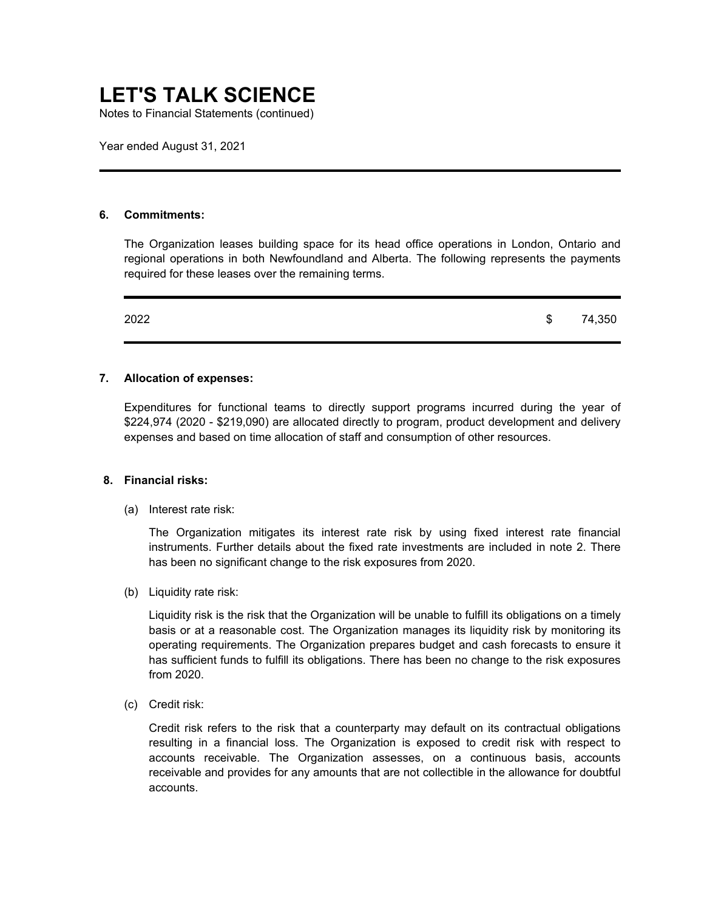# LET'S TALK SCIENCE

Notes to Financial Statements (continued)

Year ended August 31, 2021

## 6. Commitments:

The Organization leases building space for its head office operations in London, Ontario and regional operations in both Newfoundland and Alberta. The following represents the payments required for these leases over the remaining terms.

| | | |
|---|---|---|
| 2022 | $ | 74,350 |

## 7. Allocation of expenses:

Expenditures for functional teams to directly support programs incurred during the year of $224,974 (2020 - $219,090) are allocated directly to program, product development and delivery expenses and based on time allocation of staff and consumption of other resources.

## 8. Financial risks:

(a) Interest rate risk:

The Organization mitigates its interest rate risk by using fixed interest rate financial instruments. Further details about the fixed rate investments are included in note 2. There has been no significant change to the risk exposures from 2020.

(b) Liquidity rate risk:

Liquidity risk is the risk that the Organization will be unable to fulfill its obligations on a timely basis or at a reasonable cost. The Organization manages its liquidity risk by monitoring its operating requirements. The Organization prepares budget and cash forecasts to ensure it has sufficient funds to fulfill its obligations. There has been no change to the risk exposures from 2020.

(c) Credit risk:

Credit risk refers to the risk that a counterparty may default on its contractual obligations resulting in a financial loss. The Organization is exposed to credit risk with respect to accounts receivable. The Organization assesses, on a continuous basis, accounts receivable and provides for any amounts that are not collectible in the allowance for doubtful accounts.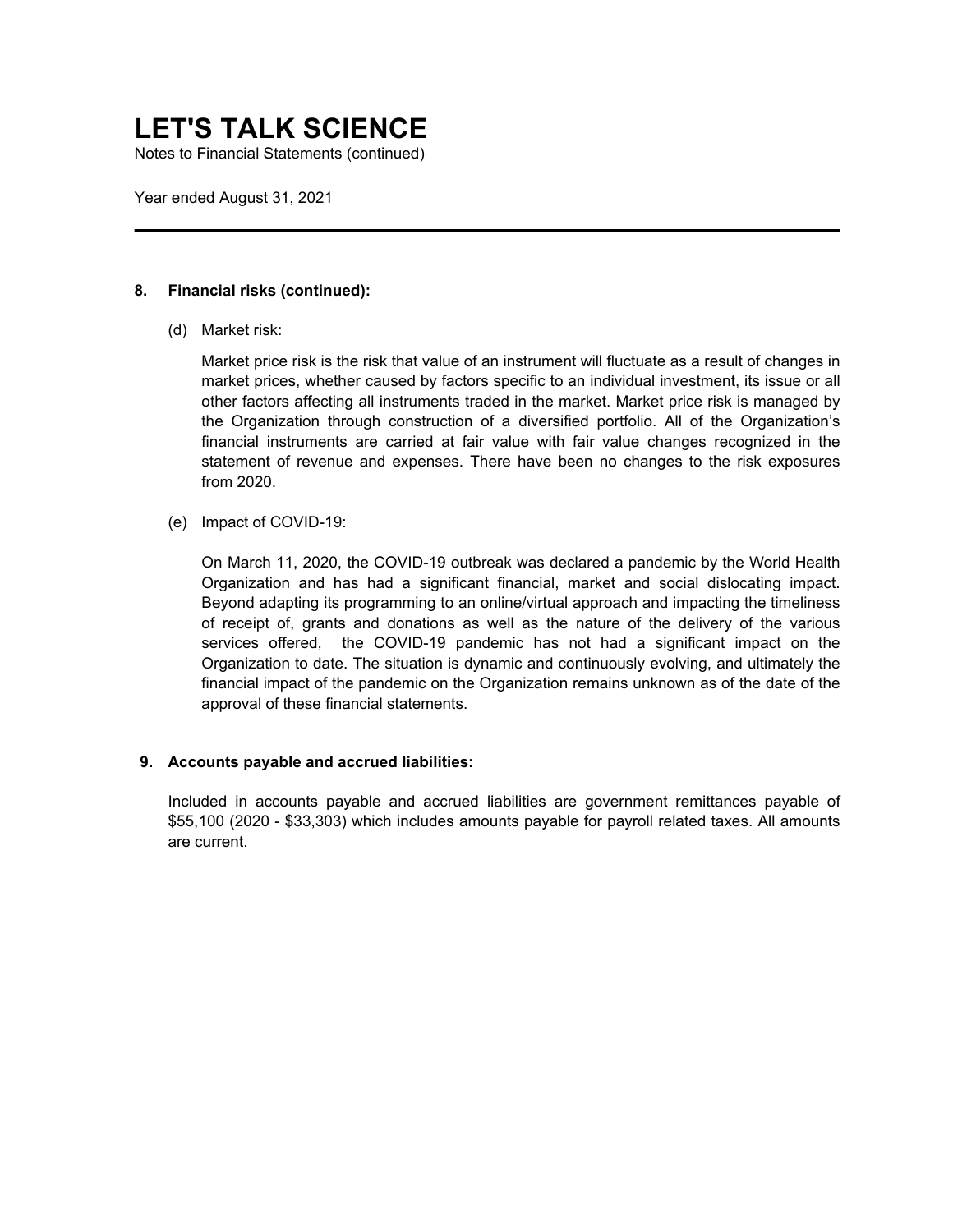# LET'S TALK SCIENCE

Notes to Financial Statements (continued)

Year ended August 31, 2021

## 8. Financial risks (continued):

(d) Market risk:

Market price risk is the risk that value of an instrument will fluctuate as a result of changes in market prices, whether caused by factors specific to an individual investment, its issue or all other factors affecting all instruments traded in the market. Market price risk is managed by the Organization through construction of a diversified portfolio. All of the Organization's financial instruments are carried at fair value with fair value changes recognized in the statement of revenue and expenses. There have been no changes to the risk exposures from 2020.

(e) Impact of COVID-19:

On March 11, 2020, the COVID-19 outbreak was declared a pandemic by the World Health Organization and has had a significant financial, market and social dislocating impact. Beyond adapting its programming to an online/virtual approach and impacting the timeliness of receipt of, grants and donations as well as the nature of the delivery of the various services offered, the COVID-19 pandemic has not had a significant impact on the Organization to date. The situation is dynamic and continuously evolving, and ultimately the financial impact of the pandemic on the Organization remains unknown as of the date of the approval of these financial statements.

## 9. Accounts payable and accrued liabilities:

Included in accounts payable and accrued liabilities are government remittances payable of $55,100 (2020 - $33,303) which includes amounts payable for payroll related taxes. All amounts are current.